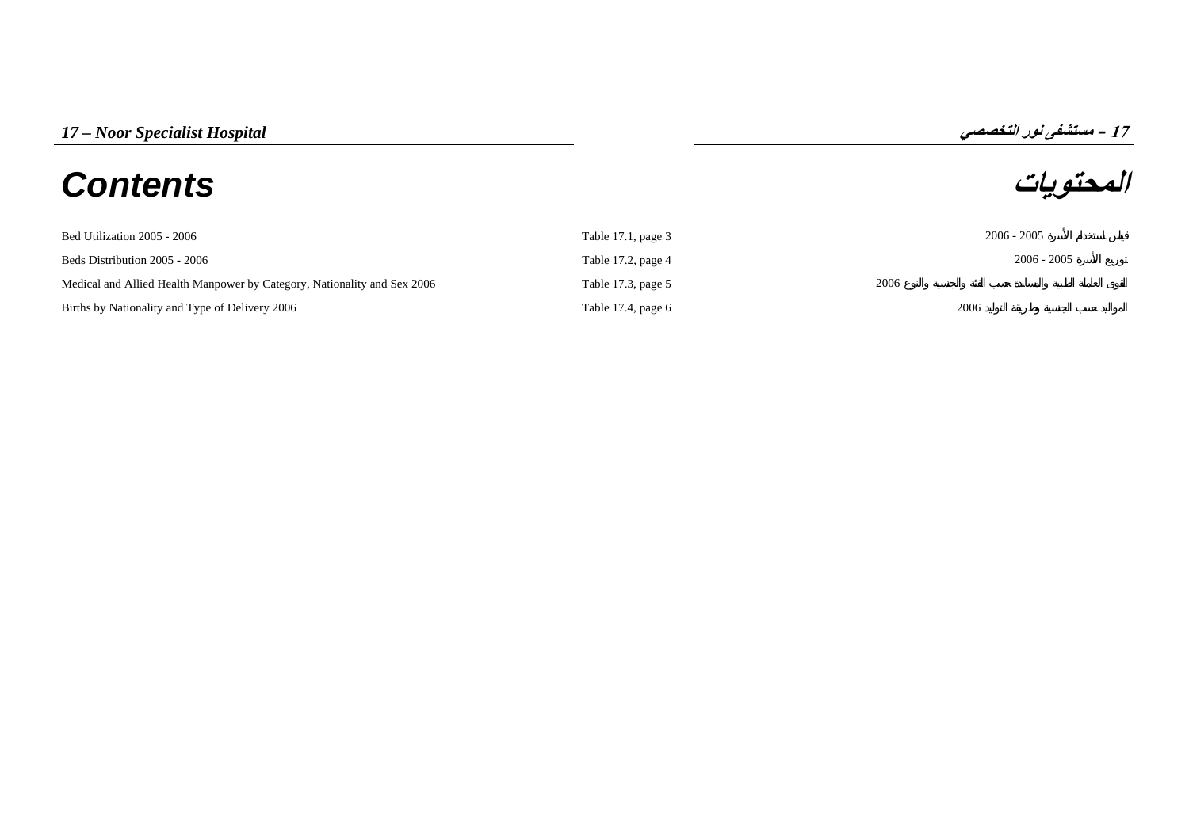*17 – Noor Specialist Hospital* | *17 - مستشفى نور التخصصي*

# Contents | المحتويات

| | | |
|---|---|---|
| Bed Utilization 2005 - 2006 | Table 17.1, page 3 | قياس استخدام الأسرة 2005 - 2006 |
| Beds Distribution 2005 - 2006 | Table 17.2, page 4 | توزيع الأسرة 2005 - 2006 |
| Medical and Allied Health Manpower by Category, Nationality and Sex 2006 | Table 17.3, page 5 | القوى العاملة الطبية والمساندة حسب الفئة والجنسية والنوع 2006 |
| Births by Nationality and Type of Delivery 2006 | Table 17.4, page 6 | المواليد حسب الجنسية وطريقة التوليد 2006 |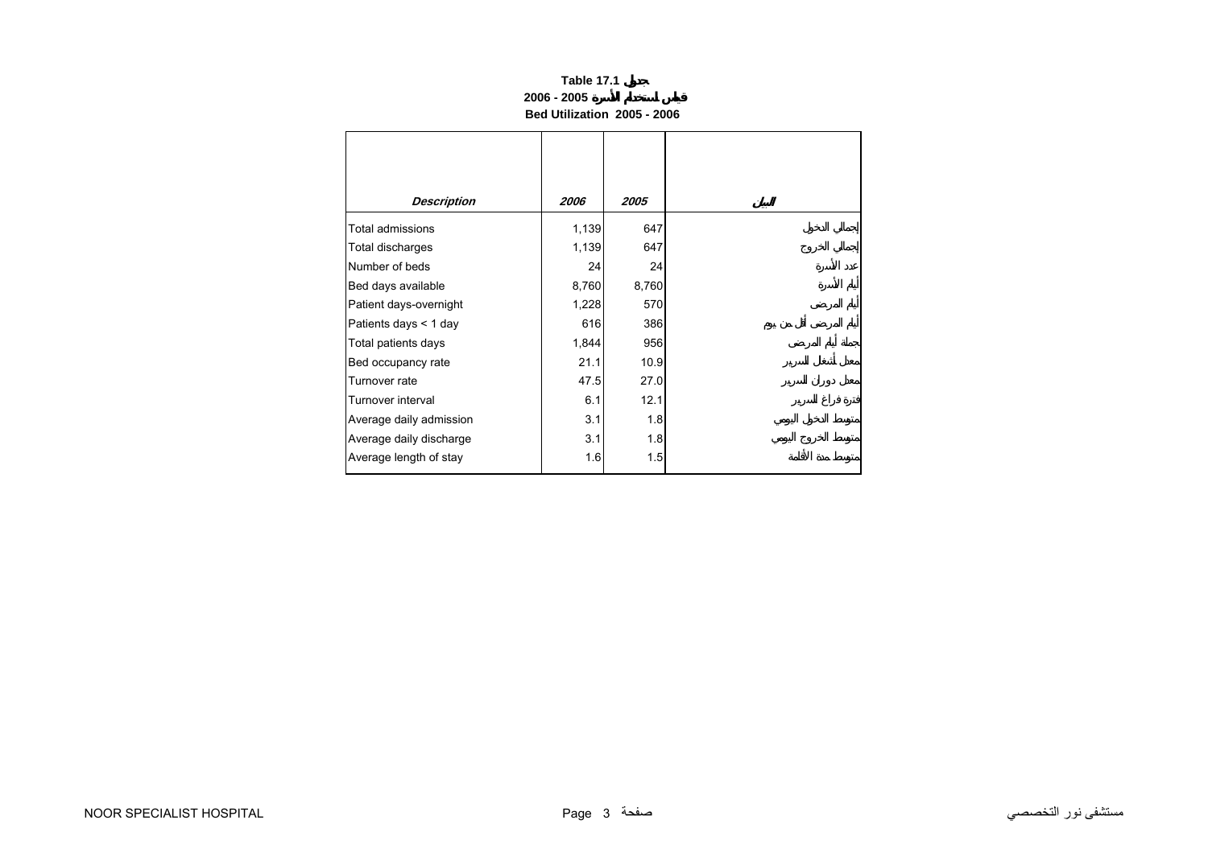**Table 17.1 جدول**

**2006 - 2005 قياس استخدام الأسرة**

**Bed Utilization 2005 - 2006**

| *Description* | *2006* | *2005* | البيان |
|---|---|---|---|
| Total admissions | 1,139 | 647 | إجمالي الدخول |
| Total discharges | 1,139 | 647 | إجمالي الخروج |
| Number of beds | 24 | 24 | عدد الأسرة |
| Bed days available | 8,760 | 8,760 | أيام الأسرة |
| Patient days-overnight | 1,228 | 570 | أيام المرضى |
| Patients days < 1 day | 616 | 386 | أيام المرضى أقل من يوم |
| Total patients days | 1,844 | 956 | جملة أيام المرضى |
| Bed occupancy rate | 21.1 | 10.9 | معدل أشغال السرير |
| Turnover rate | 47.5 | 27.0 | معدل دوران السرير |
| Turnover interval | 6.1 | 12.1 | فترة فراغ السرير |
| Average daily admission | 3.1 | 1.8 | متوسط الدخول اليومي |
| Average daily discharge | 3.1 | 1.8 | متوسط الخروج اليومي |
| Average length of stay | 1.6 | 1.5 | متوسط مدة الاقامة |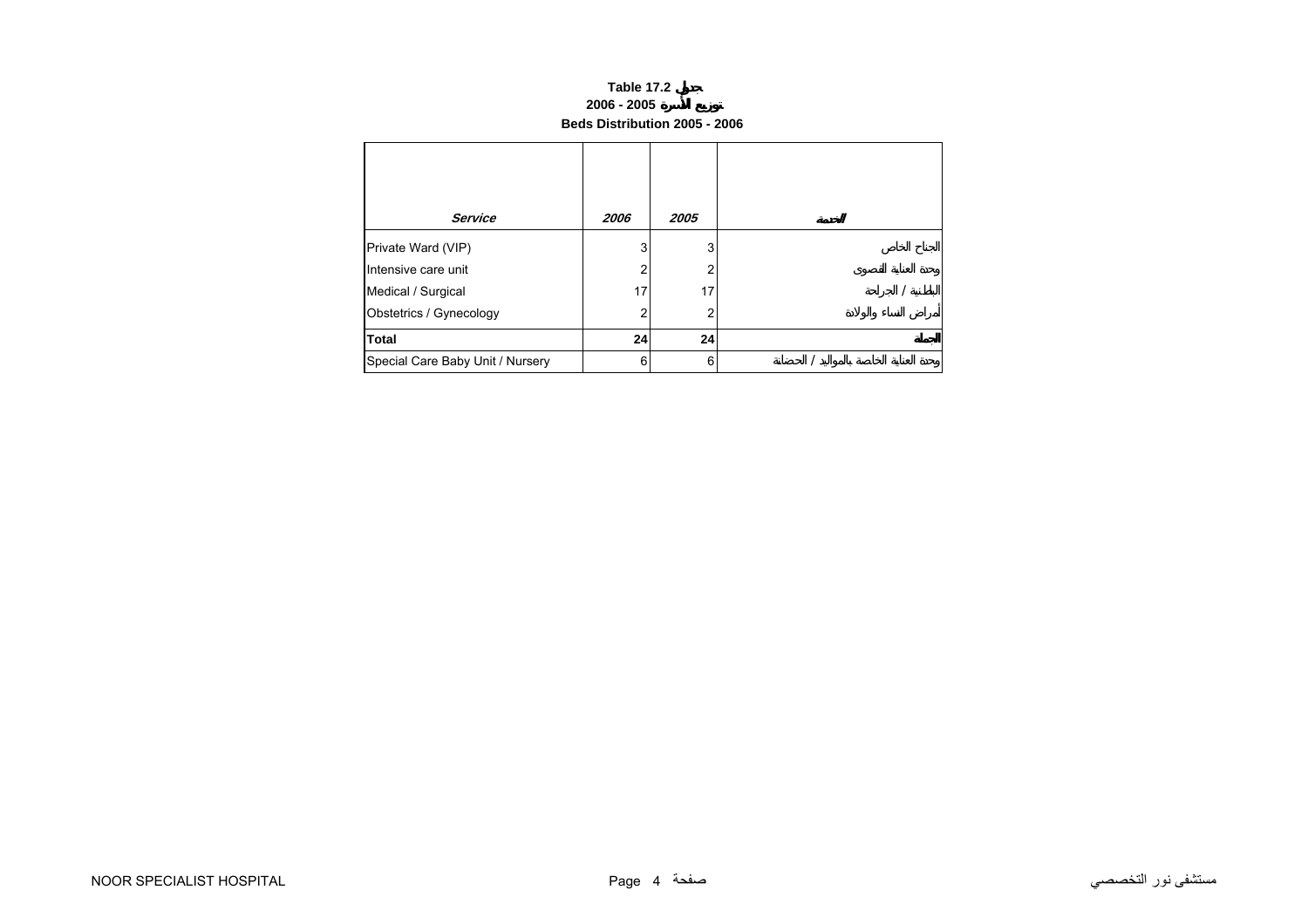**Table 17.2 جدول**

**2006 - 2005 توزيع الأسرة**

**Beds Distribution 2005 - 2006**

| *Service* | *2006* | *2005* | *الخدمة* |
|---|---|---|---|
| Private Ward (VIP) | 3 | 3 | الجناح الخاص |
| Intensive care unit | 2 | 2 | وحدة العناية القصوى |
| Medical / Surgical | 17 | 17 | الباطنية / الجراحة |
| Obstetrics / Gynecology | 2 | 2 | أمراض النساء والولادة |
| **Total** | **24** | **24** | **الجملة** |
| Special Care Baby Unit / Nursery | 6 | 6 | وحدة العناية الخاصة بالمواليد / الحضانة |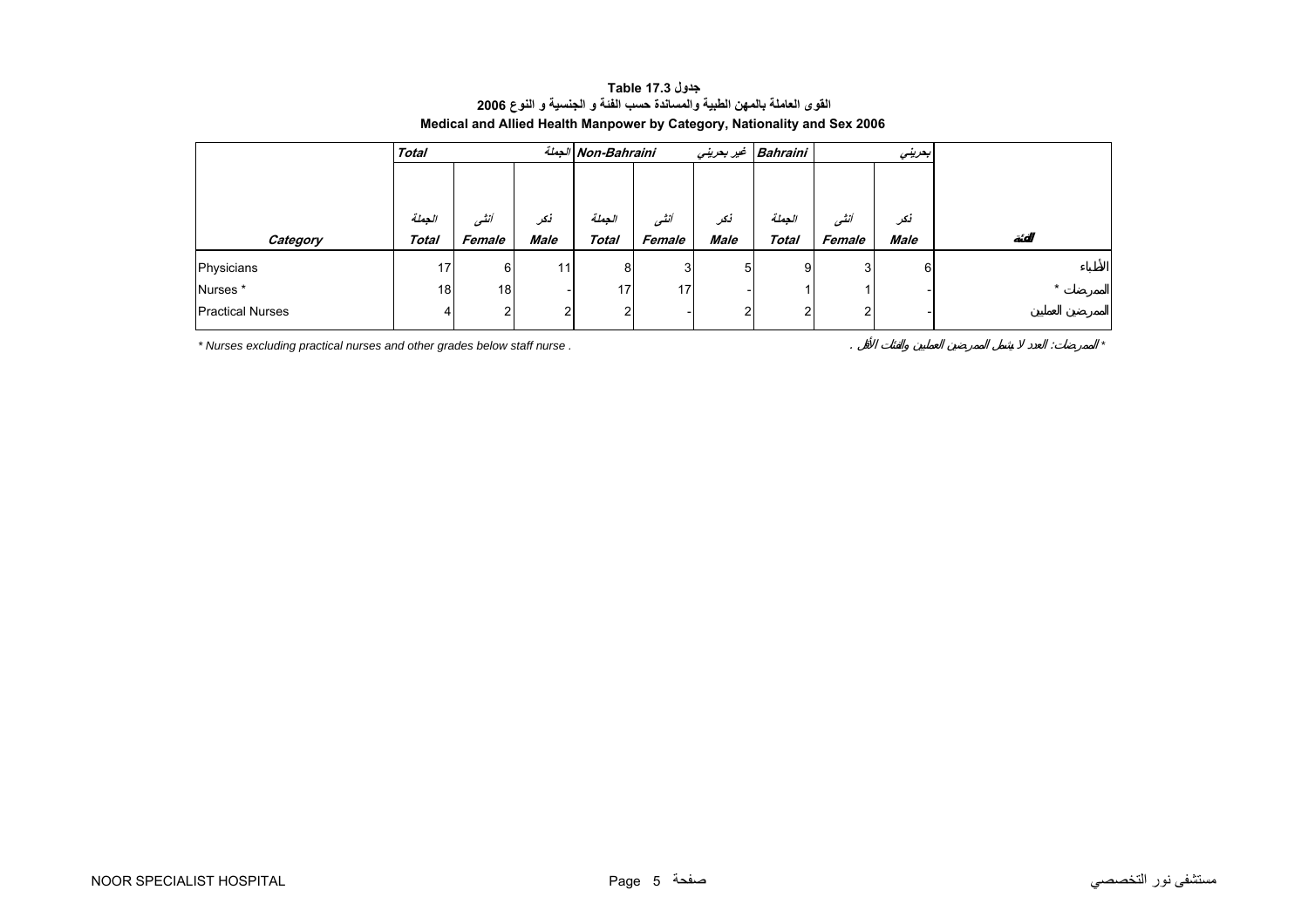**جدول Table 17.3**

**القوى العاملة بالمهن الطبية والمساندة حسب الفئة و الجنسية و النوع 2006**

**Medical and Allied Health Manpower by Category, Nationality and Sex 2006**

| | *Total* | | الجملة | *Non-Bahraini* | | غير بحريني | *Bahraini* | | بحريني | |
|---|---|---|---|---|---|---|---|---|---|---|
| ***Category*** | الجملة ***Total*** | أنثى ***Female*** | ذكر ***Male*** | الجملة ***Total*** | أنثى ***Female*** | ذكر ***Male*** | الجملة ***Total*** | أنثى ***Female*** | ذكر ***Male*** | **الفئة** |
| Physicians | 17 | 6 | 11 | 8 | 3 | 5 | 9 | 3 | 6 | الأطباء |
| Nurses * | 18 | 18 | - | 17 | 17 | - | 1 | 1 | - | الممرضات * |
| Practical Nurses | 4 | 2 | 2 | 2 | - | 2 | 2 | 2 | - | الممرضين العمليين |

*\* Nurses excluding practical nurses and other grades below staff nurse .*

*\* الممرضات: العدد لا يشمل الممرضين العمليين والفئات الأقل .*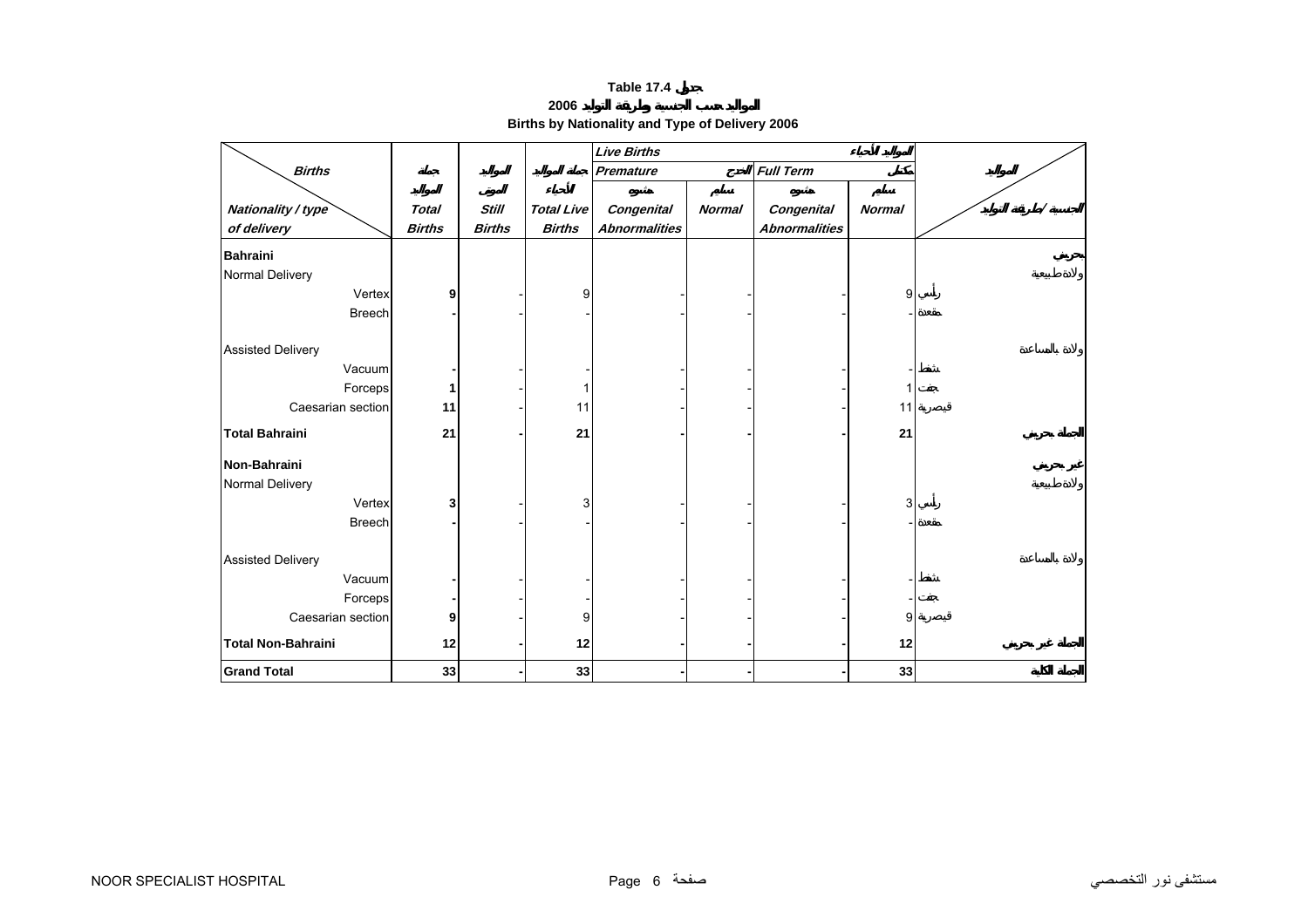**Table 17.4 جدول**

**2006 المواليد حسب الجنسية وطريقة التوليد**

**Births by Nationality and Type of Delivery 2006**

| Births / Nationality / type of delivery | جملة المواليد Total Births | المواليد الموتى Still Births | جملة المواليد الأحياء Total Live Births | Live Births المواليد الأحياء — Premature الخدج — مشوه Congenital Abnormalities | سليم Normal | Full Term مكتمل — مشوه Congenital Abnormalities | سليم Normal | المواليد / الجنسية / طريقة التوليد |
|---|---|---|---|---|---|---|---|---|
| **Bahraini** | | | | | | | | **بحريني** |
| Normal Delivery | | | | | | | | ولادة طبيعية |
| Vertex | **9** | - | 9 | - | - | - | 9 | رأسي |
| Breech | **-** | - | - | - | - | - | - | مقعدة |
| Assisted Delivery | | | | | | | | ولادة بالمساعدة |
| Vacuum | **-** | - | - | - | - | - | - | شفط |
| Forceps | **1** | - | 1 | - | - | - | 1 | ملقط |
| Caesarian section | **11** | - | 11 | - | - | - | 11 | قيصرية |
| **Total Bahraini** | **21** | **-** | **21** | **-** | **-** | **-** | **21** | **الجملة بحريني** |
| **Non-Bahraini** | | | | | | | | **غير بحريني** |
| Normal Delivery | | | | | | | | ولادة طبيعية |
| Vertex | **3** | - | 3 | - | - | - | 3 | رأسي |
| Breech | **-** | - | - | - | - | - | - | مقعدة |
| Assisted Delivery | | | | | | | | ولادة بالمساعدة |
| Vacuum | **-** | - | - | - | - | - | - | شفط |
| Forceps | **-** | - | - | - | - | - | - | ملقط |
| Caesarian section | **9** | - | 9 | - | - | - | 9 | قيصرية |
| **Total Non-Bahraini** | **12** | **-** | **12** | **-** | **-** | **-** | **12** | **الجملة غير بحريني** |
| **Grand Total** | **33** | **-** | **33** | **-** | **-** | **-** | **33** | **الجملة الكلية** |

NOOR SPECIALIST HOSPITAL مستشفى نور التخصصي